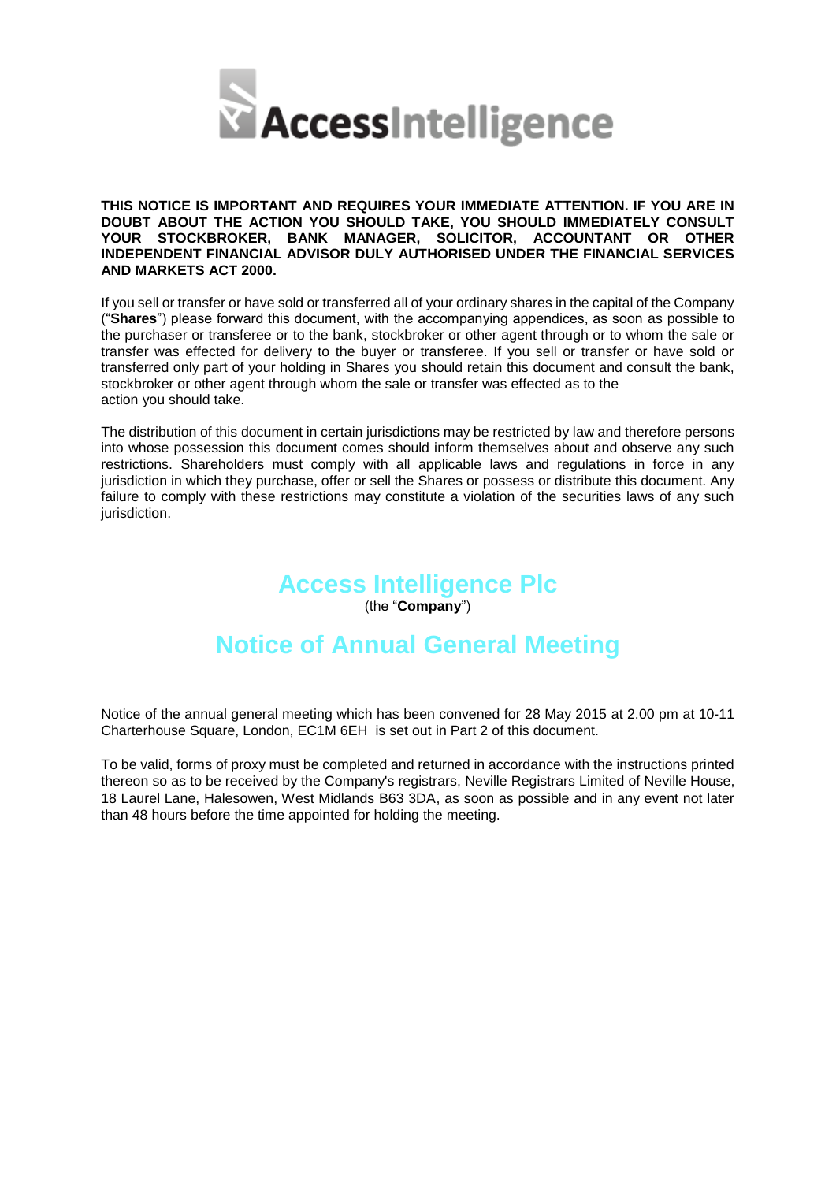AccessIntelligence

**THIS NOTICE IS IMPORTANT AND REQUIRES YOUR IMMEDIATE ATTENTION. IF YOU ARE IN DOUBT ABOUT THE ACTION YOU SHOULD TAKE, YOU SHOULD IMMEDIATELY CONSULT YOUR STOCKBROKER, BANK MANAGER, SOLICITOR, ACCOUNTANT OR OTHER INDEPENDENT FINANCIAL ADVISOR DULY AUTHORISED UNDER THE FINANCIAL SERVICES AND MARKETS ACT 2000.**

If you sell or transfer or have sold or transferred all of your ordinary shares in the capital of the Company ("**Shares**") please forward this document, with the accompanying appendices, as soon as possible to the purchaser or transferee or to the bank, stockbroker or other agent through or to whom the sale or transfer was effected for delivery to the buyer or transferee. If you sell or transfer or have sold or transferred only part of your holding in Shares you should retain this document and consult the bank, stockbroker or other agent through whom the sale or transfer was effected as to the action you should take.

The distribution of this document in certain jurisdictions may be restricted by law and therefore persons into whose possession this document comes should inform themselves about and observe any such restrictions. Shareholders must comply with all applicable laws and regulations in force in any jurisdiction in which they purchase, offer or sell the Shares or possess or distribute this document. Any failure to comply with these restrictions may constitute a violation of the securities laws of any such jurisdiction.

# Access Intelligence Plc

(the "**Company**")

# Notice of Annual General Meeting

Notice of the annual general meeting which has been convened for 28 May 2015 at 2.00 pm at 10-11 Charterhouse Square, London, EC1M 6EH is set out in Part 2 of this document.

To be valid, forms of proxy must be completed and returned in accordance with the instructions printed thereon so as to be received by the Company's registrars, Neville Registrars Limited of Neville House, 18 Laurel Lane, Halesowen, West Midlands B63 3DA, as soon as possible and in any event not later than 48 hours before the time appointed for holding the meeting.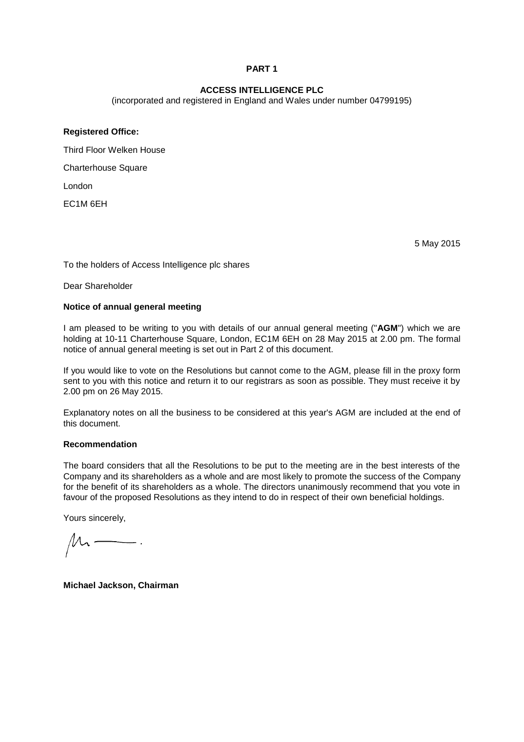**PART 1**

**ACCESS INTELLIGENCE PLC**

(incorporated and registered in England and Wales under number 04799195)

**Registered Office:**

Third Floor Welken House

Charterhouse Square

London

EC1M 6EH

5 May 2015

To the holders of Access Intelligence plc shares

Dear Shareholder

**Notice of annual general meeting**

I am pleased to be writing to you with details of our annual general meeting ("**AGM**") which we are holding at 10-11 Charterhouse Square, London, EC1M 6EH on 28 May 2015 at 2.00 pm. The formal notice of annual general meeting is set out in Part 2 of this document.

If you would like to vote on the Resolutions but cannot come to the AGM, please fill in the proxy form sent to you with this notice and return it to our registrars as soon as possible. They must receive it by 2.00 pm on 26 May 2015.

Explanatory notes on all the business to be considered at this year's AGM are included at the end of this document.

**Recommendation**

The board considers that all the Resolutions to be put to the meeting are in the best interests of the Company and its shareholders as a whole and are most likely to promote the success of the Company for the benefit of its shareholders as a whole. The directors unanimously recommend that you vote in favour of the proposed Resolutions as they intend to do in respect of their own beneficial holdings.

Yours sincerely,

**Michael Jackson, Chairman**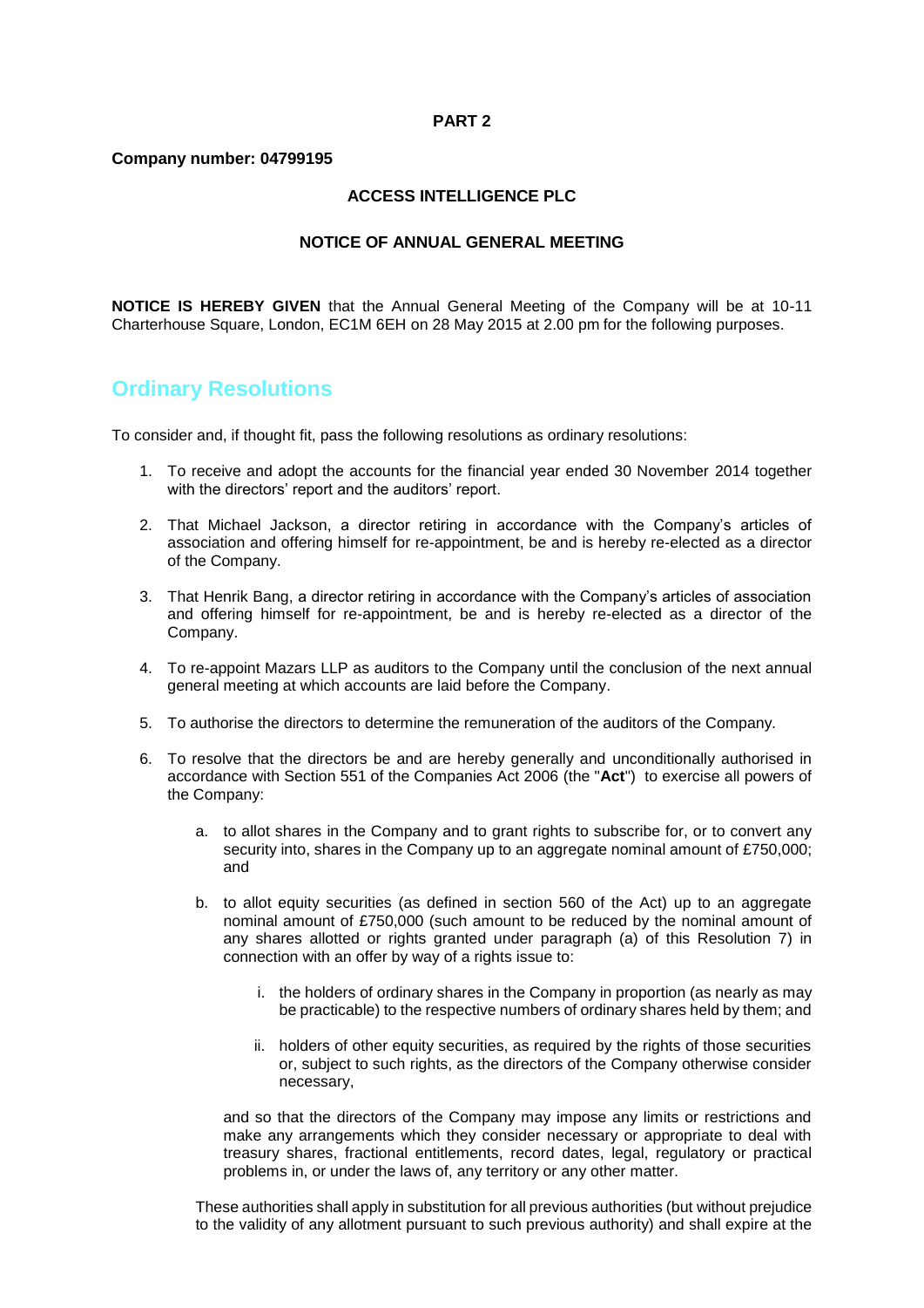**PART 2**

**Company number: 04799195**

**ACCESS INTELLIGENCE PLC**

**NOTICE OF ANNUAL GENERAL MEETING**

**NOTICE IS HEREBY GIVEN** that the Annual General Meeting of the Company will be at 10-11 Charterhouse Square, London, EC1M 6EH on 28 May 2015 at 2.00 pm for the following purposes.

## Ordinary Resolutions

To consider and, if thought fit, pass the following resolutions as ordinary resolutions:

1. To receive and adopt the accounts for the financial year ended 30 November 2014 together with the directors' report and the auditors' report.

2. That Michael Jackson, a director retiring in accordance with the Company's articles of association and offering himself for re-appointment, be and is hereby re-elected as a director of the Company.

3. That Henrik Bang, a director retiring in accordance with the Company's articles of association and offering himself for re-appointment, be and is hereby re-elected as a director of the Company.

4. To re-appoint Mazars LLP as auditors to the Company until the conclusion of the next annual general meeting at which accounts are laid before the Company.

5. To authorise the directors to determine the remuneration of the auditors of the Company.

6. To resolve that the directors be and are hereby generally and unconditionally authorised in accordance with Section 551 of the Companies Act 2006 (the "**Act**") to exercise all powers of the Company:

   a. to allot shares in the Company and to grant rights to subscribe for, or to convert any security into, shares in the Company up to an aggregate nominal amount of £750,000; and

   b. to allot equity securities (as defined in section 560 of the Act) up to an aggregate nominal amount of £750,000 (such amount to be reduced by the nominal amount of any shares allotted or rights granted under paragraph (a) of this Resolution 7) in connection with an offer by way of a rights issue to:

      i. the holders of ordinary shares in the Company in proportion (as nearly as may be practicable) to the respective numbers of ordinary shares held by them; and

      ii. holders of other equity securities, as required by the rights of those securities or, subject to such rights, as the directors of the Company otherwise consider necessary,

   and so that the directors of the Company may impose any limits or restrictions and make any arrangements which they consider necessary or appropriate to deal with treasury shares, fractional entitlements, record dates, legal, regulatory or practical problems in, or under the laws of, any territory or any other matter.

   These authorities shall apply in substitution for all previous authorities (but without prejudice to the validity of any allotment pursuant to such previous authority) and shall expire at the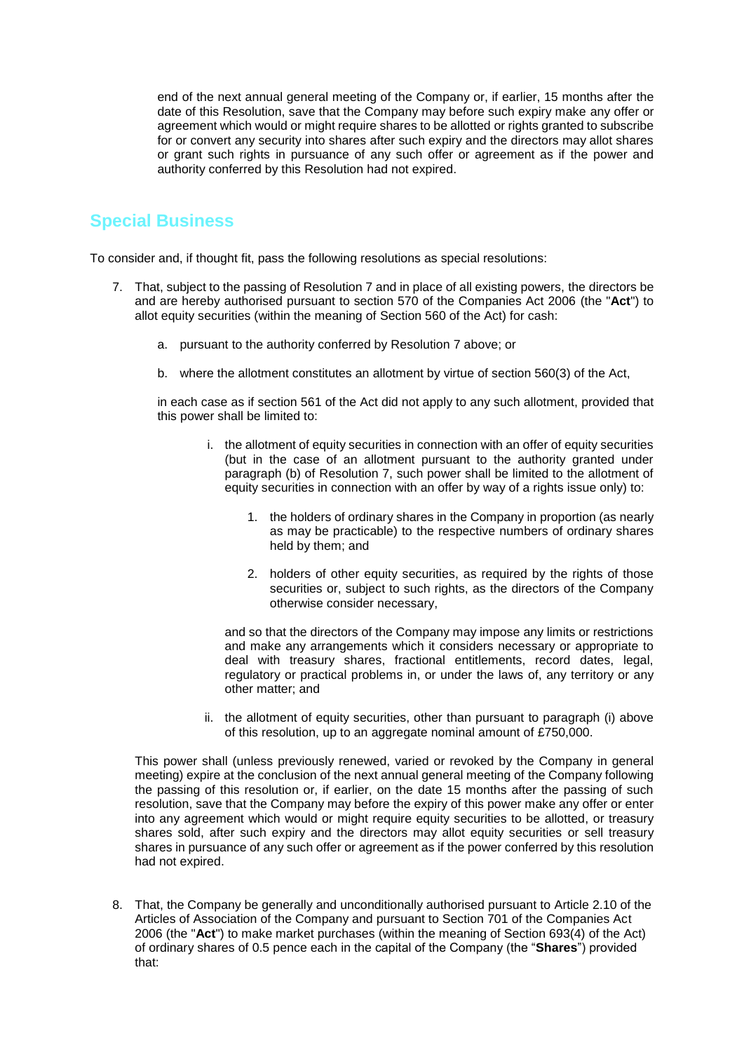end of the next annual general meeting of the Company or, if earlier, 15 months after the date of this Resolution, save that the Company may before such expiry make any offer or agreement which would or might require shares to be allotted or rights granted to subscribe for or convert any security into shares after such expiry and the directors may allot shares or grant such rights in pursuance of any such offer or agreement as if the power and authority conferred by this Resolution had not expired.

## Special Business

To consider and, if thought fit, pass the following resolutions as special resolutions:

7. That, subject to the passing of Resolution 7 and in place of all existing powers, the directors be and are hereby authorised pursuant to section 570 of the Companies Act 2006 (the "**Act**") to allot equity securities (within the meaning of Section 560 of the Act) for cash:

   a. pursuant to the authority conferred by Resolution 7 above; or

   b. where the allotment constitutes an allotment by virtue of section 560(3) of the Act,

   in each case as if section 561 of the Act did not apply to any such allotment, provided that this power shall be limited to:

   i. the allotment of equity securities in connection with an offer of equity securities (but in the case of an allotment pursuant to the authority granted under paragraph (b) of Resolution 7, such power shall be limited to the allotment of equity securities in connection with an offer by way of a rights issue only) to:

      1. the holders of ordinary shares in the Company in proportion (as nearly as may be practicable) to the respective numbers of ordinary shares held by them; and

      2. holders of other equity securities, as required by the rights of those securities or, subject to such rights, as the directors of the Company otherwise consider necessary,

      and so that the directors of the Company may impose any limits or restrictions and make any arrangements which it considers necessary or appropriate to deal with treasury shares, fractional entitlements, record dates, legal, regulatory or practical problems in, or under the laws of, any territory or any other matter; and

   ii. the allotment of equity securities, other than pursuant to paragraph (i) above of this resolution, up to an aggregate nominal amount of £750,000.

   This power shall (unless previously renewed, varied or revoked by the Company in general meeting) expire at the conclusion of the next annual general meeting of the Company following the passing of this resolution or, if earlier, on the date 15 months after the passing of such resolution, save that the Company may before the expiry of this power make any offer or enter into any agreement which would or might require equity securities to be allotted, or treasury shares sold, after such expiry and the directors may allot equity securities or sell treasury shares in pursuance of any such offer or agreement as if the power conferred by this resolution had not expired.

8. That, the Company be generally and unconditionally authorised pursuant to Article 2.10 of the Articles of Association of the Company and pursuant to Section 701 of the Companies Act 2006 (the "**Act**") to make market purchases (within the meaning of Section 693(4) of the Act) of ordinary shares of 0.5 pence each in the capital of the Company (the "**Shares**") provided that: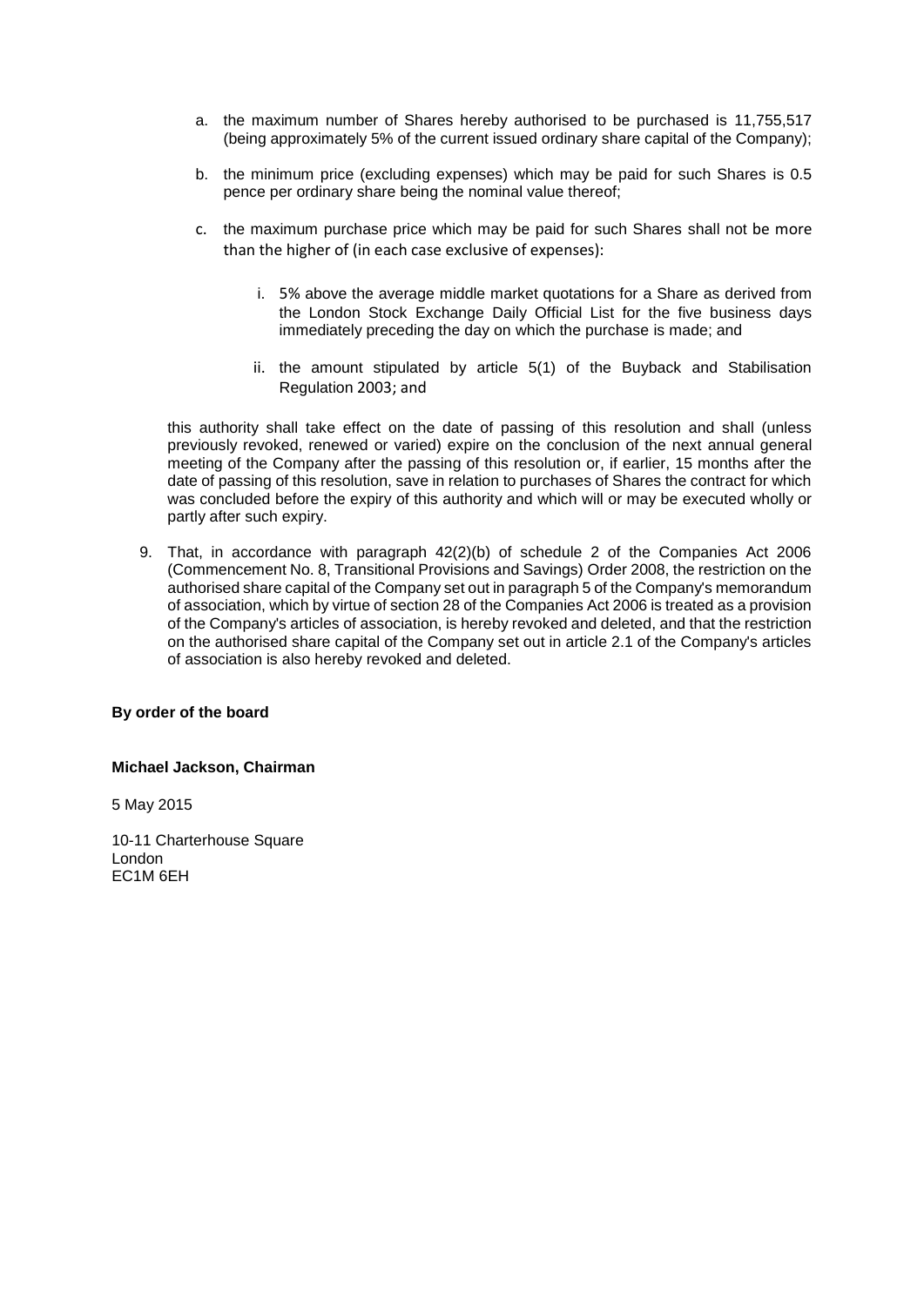a. the maximum number of Shares hereby authorised to be purchased is 11,755,517 (being approximately 5% of the current issued ordinary share capital of the Company);

b. the minimum price (excluding expenses) which may be paid for such Shares is 0.5 pence per ordinary share being the nominal value thereof;

c. the maximum purchase price which may be paid for such Shares shall not be more than the higher of (in each case exclusive of expenses):

   i. 5% above the average middle market quotations for a Share as derived from the London Stock Exchange Daily Official List for the five business days immediately preceding the day on which the purchase is made; and

   ii. the amount stipulated by article 5(1) of the Buyback and Stabilisation Regulation 2003; and

this authority shall take effect on the date of passing of this resolution and shall (unless previously revoked, renewed or varied) expire on the conclusion of the next annual general meeting of the Company after the passing of this resolution or, if earlier, 15 months after the date of passing of this resolution, save in relation to purchases of Shares the contract for which was concluded before the expiry of this authority and which will or may be executed wholly or partly after such expiry.

9. That, in accordance with paragraph 42(2)(b) of schedule 2 of the Companies Act 2006 (Commencement No. 8, Transitional Provisions and Savings) Order 2008, the restriction on the authorised share capital of the Company set out in paragraph 5 of the Company's memorandum of association, which by virtue of section 28 of the Companies Act 2006 is treated as a provision of the Company's articles of association, is hereby revoked and deleted, and that the restriction on the authorised share capital of the Company set out in article 2.1 of the Company's articles of association is also hereby revoked and deleted.

**By order of the board**

**Michael Jackson, Chairman**

5 May 2015

10-11 Charterhouse Square
London
EC1M 6EH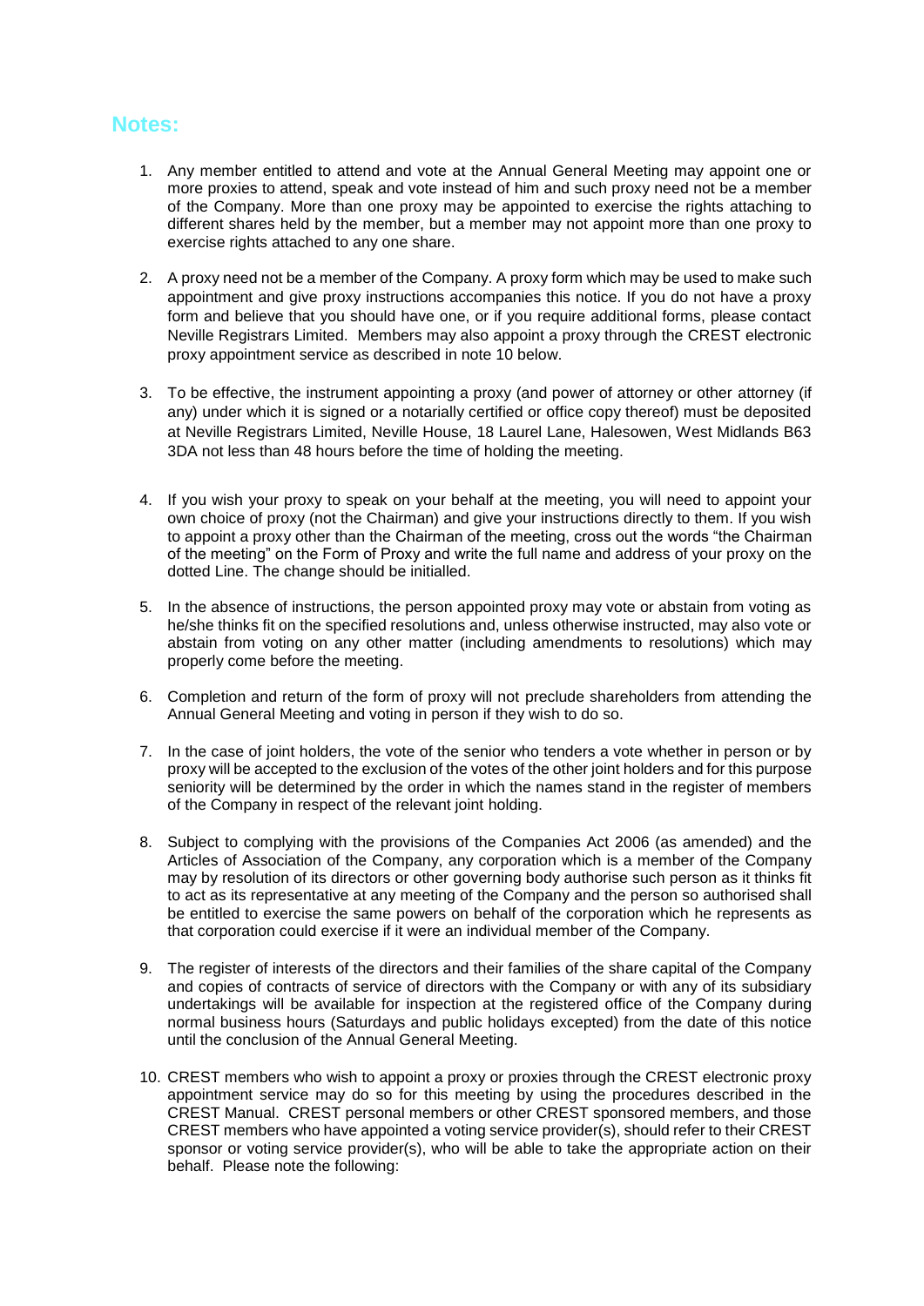## Notes:

1. Any member entitled to attend and vote at the Annual General Meeting may appoint one or more proxies to attend, speak and vote instead of him and such proxy need not be a member of the Company. More than one proxy may be appointed to exercise the rights attaching to different shares held by the member, but a member may not appoint more than one proxy to exercise rights attached to any one share.

2. A proxy need not be a member of the Company. A proxy form which may be used to make such appointment and give proxy instructions accompanies this notice. If you do not have a proxy form and believe that you should have one, or if you require additional forms, please contact Neville Registrars Limited. Members may also appoint a proxy through the CREST electronic proxy appointment service as described in note 10 below.

3. To be effective, the instrument appointing a proxy (and power of attorney or other attorney (if any) under which it is signed or a notarially certified or office copy thereof) must be deposited at Neville Registrars Limited, Neville House, 18 Laurel Lane, Halesowen, West Midlands B63 3DA not less than 48 hours before the time of holding the meeting.

4. If you wish your proxy to speak on your behalf at the meeting, you will need to appoint your own choice of proxy (not the Chairman) and give your instructions directly to them. If you wish to appoint a proxy other than the Chairman of the meeting, cross out the words "the Chairman of the meeting" on the Form of Proxy and write the full name and address of your proxy on the dotted Line. The change should be initialled.

5. In the absence of instructions, the person appointed proxy may vote or abstain from voting as he/she thinks fit on the specified resolutions and, unless otherwise instructed, may also vote or abstain from voting on any other matter (including amendments to resolutions) which may properly come before the meeting.

6. Completion and return of the form of proxy will not preclude shareholders from attending the Annual General Meeting and voting in person if they wish to do so.

7. In the case of joint holders, the vote of the senior who tenders a vote whether in person or by proxy will be accepted to the exclusion of the votes of the other joint holders and for this purpose seniority will be determined by the order in which the names stand in the register of members of the Company in respect of the relevant joint holding.

8. Subject to complying with the provisions of the Companies Act 2006 (as amended) and the Articles of Association of the Company, any corporation which is a member of the Company may by resolution of its directors or other governing body authorise such person as it thinks fit to act as its representative at any meeting of the Company and the person so authorised shall be entitled to exercise the same powers on behalf of the corporation which he represents as that corporation could exercise if it were an individual member of the Company.

9. The register of interests of the directors and their families of the share capital of the Company and copies of contracts of service of directors with the Company or with any of its subsidiary undertakings will be available for inspection at the registered office of the Company during normal business hours (Saturdays and public holidays excepted) from the date of this notice until the conclusion of the Annual General Meeting.

10. CREST members who wish to appoint a proxy or proxies through the CREST electronic proxy appointment service may do so for this meeting by using the procedures described in the CREST Manual. CREST personal members or other CREST sponsored members, and those CREST members who have appointed a voting service provider(s), should refer to their CREST sponsor or voting service provider(s), who will be able to take the appropriate action on their behalf. Please note the following: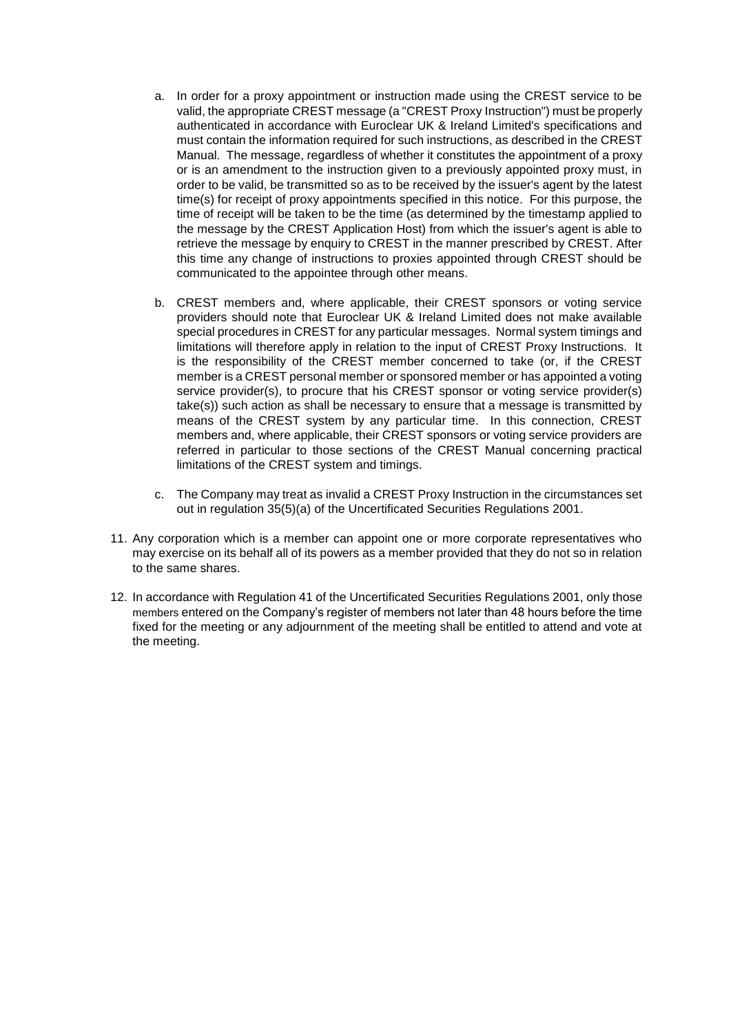a. In order for a proxy appointment or instruction made using the CREST service to be valid, the appropriate CREST message (a "CREST Proxy Instruction") must be properly authenticated in accordance with Euroclear UK & Ireland Limited's specifications and must contain the information required for such instructions, as described in the CREST Manual. The message, regardless of whether it constitutes the appointment of a proxy or is an amendment to the instruction given to a previously appointed proxy must, in order to be valid, be transmitted so as to be received by the issuer's agent by the latest time(s) for receipt of proxy appointments specified in this notice. For this purpose, the time of receipt will be taken to be the time (as determined by the timestamp applied to the message by the CREST Application Host) from which the issuer's agent is able to retrieve the message by enquiry to CREST in the manner prescribed by CREST. After this time any change of instructions to proxies appointed through CREST should be communicated to the appointee through other means.

b. CREST members and, where applicable, their CREST sponsors or voting service providers should note that Euroclear UK & Ireland Limited does not make available special procedures in CREST for any particular messages. Normal system timings and limitations will therefore apply in relation to the input of CREST Proxy Instructions. It is the responsibility of the CREST member concerned to take (or, if the CREST member is a CREST personal member or sponsored member or has appointed a voting service provider(s), to procure that his CREST sponsor or voting service provider(s) take(s)) such action as shall be necessary to ensure that a message is transmitted by means of the CREST system by any particular time. In this connection, CREST members and, where applicable, their CREST sponsors or voting service providers are referred in particular to those sections of the CREST Manual concerning practical limitations of the CREST system and timings.

c. The Company may treat as invalid a CREST Proxy Instruction in the circumstances set out in regulation 35(5)(a) of the Uncertificated Securities Regulations 2001.

11. Any corporation which is a member can appoint one or more corporate representatives who may exercise on its behalf all of its powers as a member provided that they do not so in relation to the same shares.

12. In accordance with Regulation 41 of the Uncertificated Securities Regulations 2001, only those members entered on the Company's register of members not later than 48 hours before the time fixed for the meeting or any adjournment of the meeting shall be entitled to attend and vote at the meeting.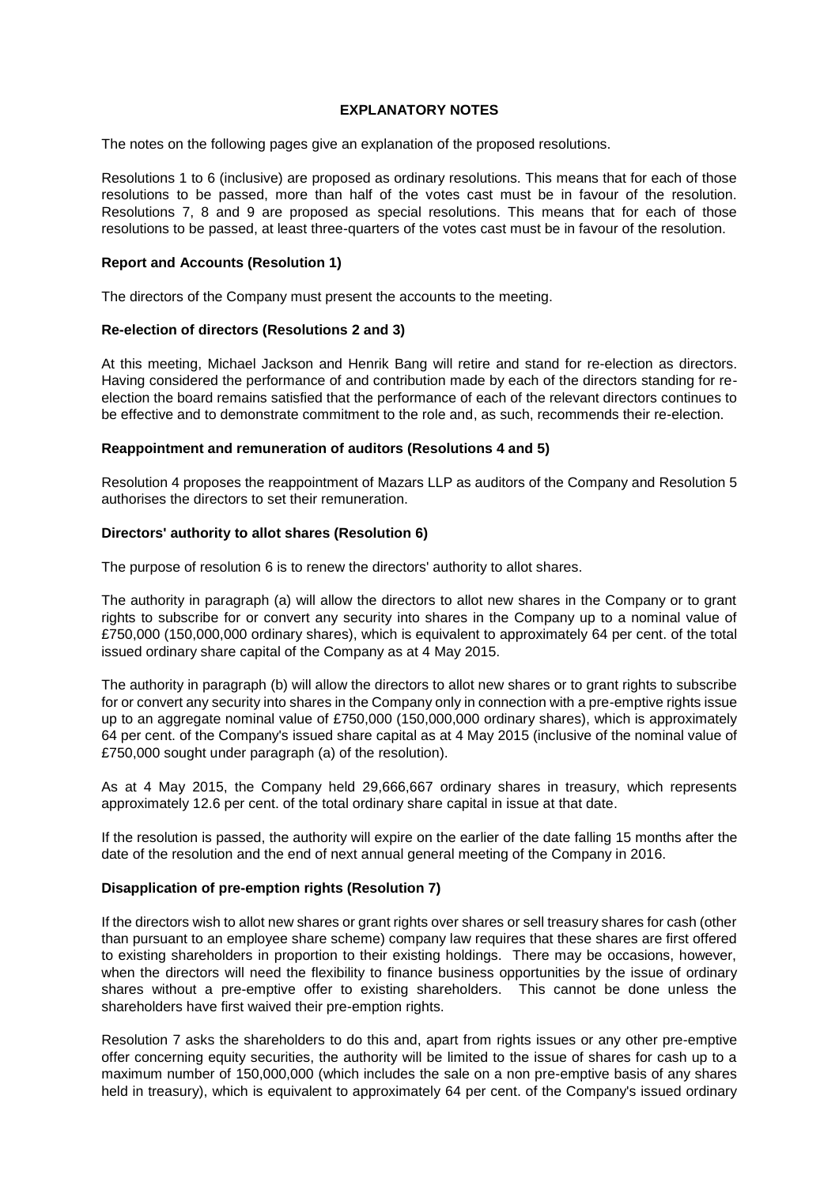## EXPLANATORY NOTES

The notes on the following pages give an explanation of the proposed resolutions.

Resolutions 1 to 6 (inclusive) are proposed as ordinary resolutions. This means that for each of those resolutions to be passed, more than half of the votes cast must be in favour of the resolution. Resolutions 7, 8 and 9 are proposed as special resolutions. This means that for each of those resolutions to be passed, at least three-quarters of the votes cast must be in favour of the resolution.

**Report and Accounts (Resolution 1)**

The directors of the Company must present the accounts to the meeting.

**Re-election of directors (Resolutions 2 and 3)**

At this meeting, Michael Jackson and Henrik Bang will retire and stand for re-election as directors. Having considered the performance of and contribution made by each of the directors standing for re-election the board remains satisfied that the performance of each of the relevant directors continues to be effective and to demonstrate commitment to the role and, as such, recommends their re-election.

**Reappointment and remuneration of auditors (Resolutions 4 and 5)**

Resolution 4 proposes the reappointment of Mazars LLP as auditors of the Company and Resolution 5 authorises the directors to set their remuneration.

**Directors' authority to allot shares (Resolution 6)**

The purpose of resolution 6 is to renew the directors' authority to allot shares.

The authority in paragraph (a) will allow the directors to allot new shares in the Company or to grant rights to subscribe for or convert any security into shares in the Company up to a nominal value of £750,000 (150,000,000 ordinary shares), which is equivalent to approximately 64 per cent. of the total issued ordinary share capital of the Company as at 4 May 2015.

The authority in paragraph (b) will allow the directors to allot new shares or to grant rights to subscribe for or convert any security into shares in the Company only in connection with a pre-emptive rights issue up to an aggregate nominal value of £750,000 (150,000,000 ordinary shares), which is approximately 64 per cent. of the Company's issued share capital as at 4 May 2015 (inclusive of the nominal value of £750,000 sought under paragraph (a) of the resolution).

As at 4 May 2015, the Company held 29,666,667 ordinary shares in treasury, which represents approximately 12.6 per cent. of the total ordinary share capital in issue at that date.

If the resolution is passed, the authority will expire on the earlier of the date falling 15 months after the date of the resolution and the end of next annual general meeting of the Company in 2016.

**Disapplication of pre-emption rights (Resolution 7)**

If the directors wish to allot new shares or grant rights over shares or sell treasury shares for cash (other than pursuant to an employee share scheme) company law requires that these shares are first offered to existing shareholders in proportion to their existing holdings. There may be occasions, however, when the directors will need the flexibility to finance business opportunities by the issue of ordinary shares without a pre-emptive offer to existing shareholders. This cannot be done unless the shareholders have first waived their pre-emption rights.

Resolution 7 asks the shareholders to do this and, apart from rights issues or any other pre-emptive offer concerning equity securities, the authority will be limited to the issue of shares for cash up to a maximum number of 150,000,000 (which includes the sale on a non pre-emptive basis of any shares held in treasury), which is equivalent to approximately 64 per cent. of the Company's issued ordinary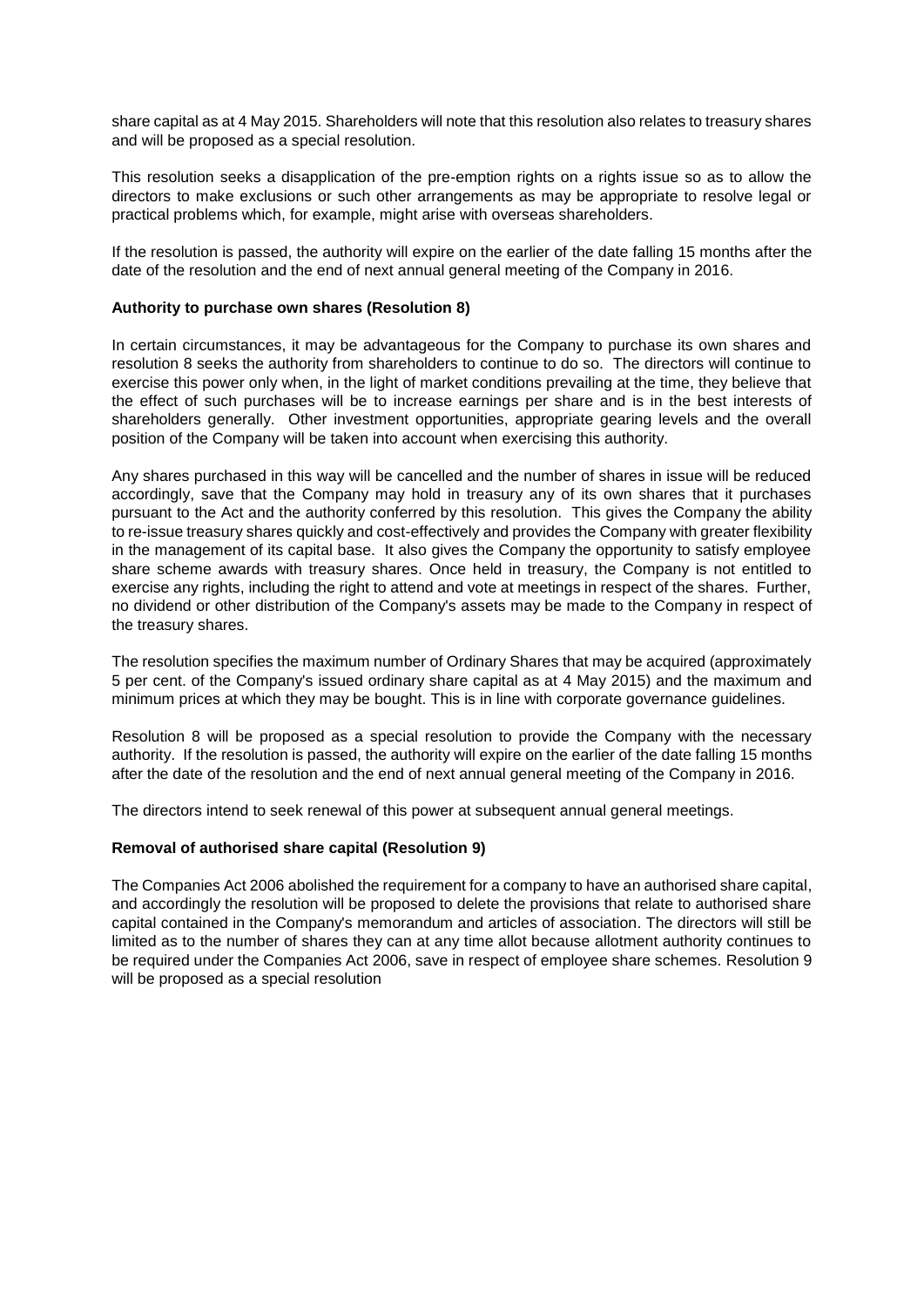share capital as at 4 May 2015. Shareholders will note that this resolution also relates to treasury shares and will be proposed as a special resolution.

This resolution seeks a disapplication of the pre-emption rights on a rights issue so as to allow the directors to make exclusions or such other arrangements as may be appropriate to resolve legal or practical problems which, for example, might arise with overseas shareholders.

If the resolution is passed, the authority will expire on the earlier of the date falling 15 months after the date of the resolution and the end of next annual general meeting of the Company in 2016.

**Authority to purchase own shares (Resolution 8)**

In certain circumstances, it may be advantageous for the Company to purchase its own shares and resolution 8 seeks the authority from shareholders to continue to do so. The directors will continue to exercise this power only when, in the light of market conditions prevailing at the time, they believe that the effect of such purchases will be to increase earnings per share and is in the best interests of shareholders generally. Other investment opportunities, appropriate gearing levels and the overall position of the Company will be taken into account when exercising this authority.

Any shares purchased in this way will be cancelled and the number of shares in issue will be reduced accordingly, save that the Company may hold in treasury any of its own shares that it purchases pursuant to the Act and the authority conferred by this resolution. This gives the Company the ability to re-issue treasury shares quickly and cost-effectively and provides the Company with greater flexibility in the management of its capital base. It also gives the Company the opportunity to satisfy employee share scheme awards with treasury shares. Once held in treasury, the Company is not entitled to exercise any rights, including the right to attend and vote at meetings in respect of the shares. Further, no dividend or other distribution of the Company's assets may be made to the Company in respect of the treasury shares.

The resolution specifies the maximum number of Ordinary Shares that may be acquired (approximately 5 per cent. of the Company's issued ordinary share capital as at 4 May 2015) and the maximum and minimum prices at which they may be bought. This is in line with corporate governance guidelines.

Resolution 8 will be proposed as a special resolution to provide the Company with the necessary authority. If the resolution is passed, the authority will expire on the earlier of the date falling 15 months after the date of the resolution and the end of next annual general meeting of the Company in 2016.

The directors intend to seek renewal of this power at subsequent annual general meetings.

**Removal of authorised share capital (Resolution 9)**

The Companies Act 2006 abolished the requirement for a company to have an authorised share capital, and accordingly the resolution will be proposed to delete the provisions that relate to authorised share capital contained in the Company's memorandum and articles of association. The directors will still be limited as to the number of shares they can at any time allot because allotment authority continues to be required under the Companies Act 2006, save in respect of employee share schemes. Resolution 9 will be proposed as a special resolution